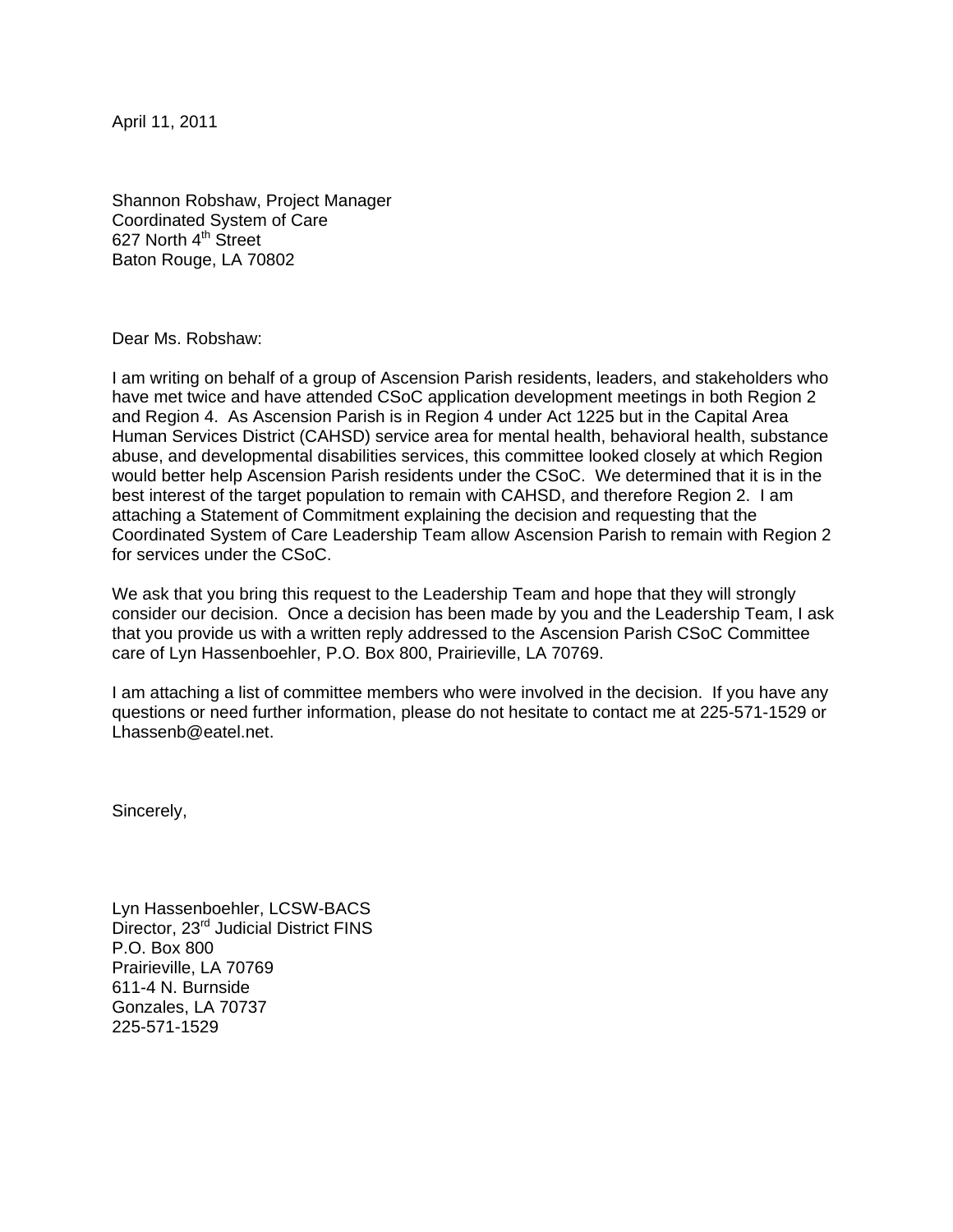April 11, 2011

Shannon Robshaw, Project Manager
Coordinated System of Care
627 North 4th Street
Baton Rouge, LA 70802

Dear Ms. Robshaw:

I am writing on behalf of a group of Ascension Parish residents, leaders, and stakeholders who have met twice and have attended CSoC application development meetings in both Region 2 and Region 4. As Ascension Parish is in Region 4 under Act 1225 but in the Capital Area Human Services District (CAHSD) service area for mental health, behavioral health, substance abuse, and developmental disabilities services, this committee looked closely at which Region would better help Ascension Parish residents under the CSoC. We determined that it is in the best interest of the target population to remain with CAHSD, and therefore Region 2. I am attaching a Statement of Commitment explaining the decision and requesting that the Coordinated System of Care Leadership Team allow Ascension Parish to remain with Region 2 for services under the CSoC.

We ask that you bring this request to the Leadership Team and hope that they will strongly consider our decision. Once a decision has been made by you and the Leadership Team, I ask that you provide us with a written reply addressed to the Ascension Parish CSoC Committee care of Lyn Hassenboehler, P.O. Box 800, Prairieville, LA 70769.

I am attaching a list of committee members who were involved in the decision. If you have any questions or need further information, please do not hesitate to contact me at 225-571-1529 or Lhassenb@eatel.net.

Sincerely,

Lyn Hassenboehler, LCSW-BACS
Director, 23rd Judicial District FINS
P.O. Box 800
Prairieville, LA 70769
611-4 N. Burnside
Gonzales, LA 70737
225-571-1529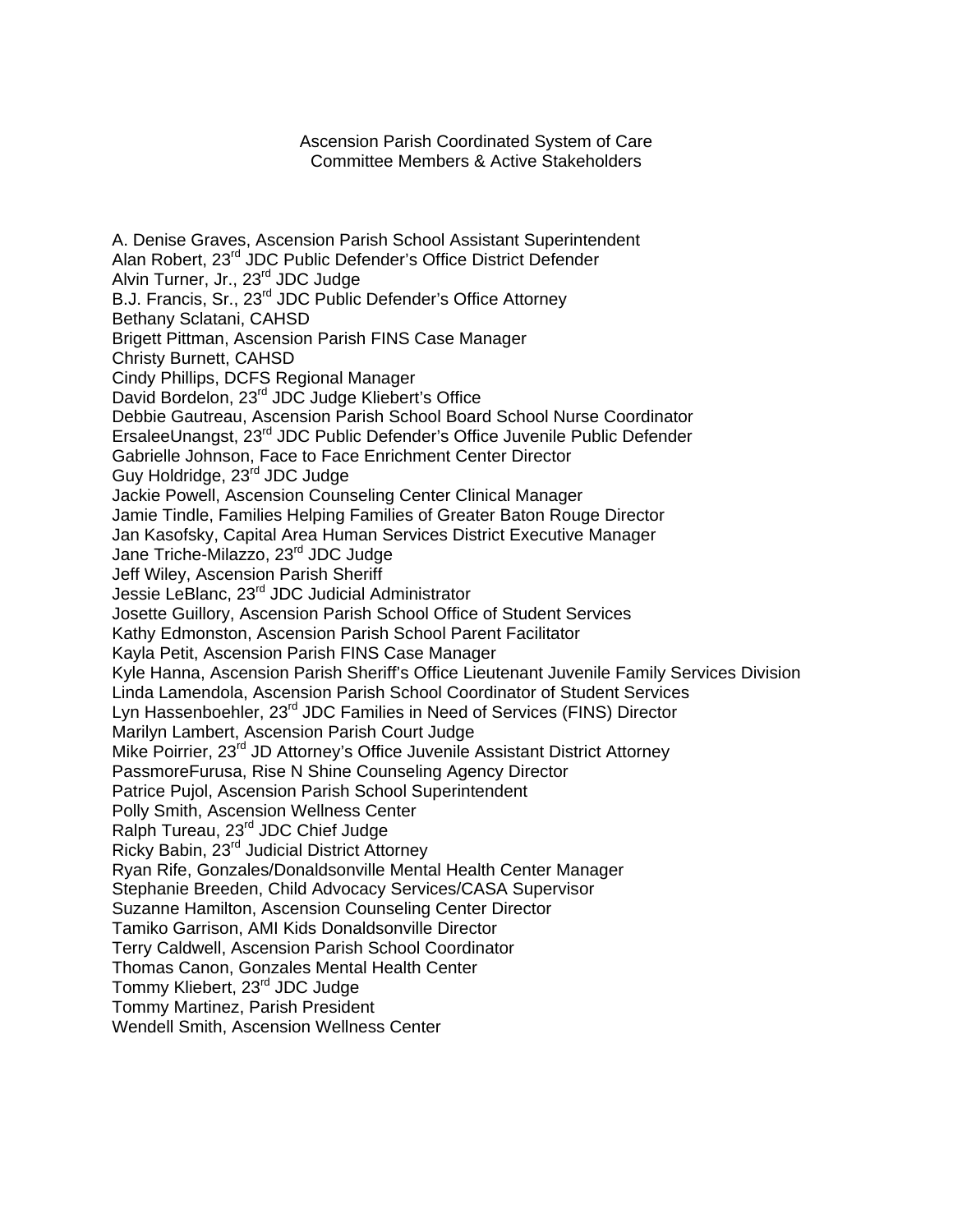# Ascension Parish Coordinated System of Care
## Committee Members & Active Stakeholders

A. Denise Graves, Ascension Parish School Assistant Superintendent
Alan Robert, 23rd JDC Public Defender's Office District Defender
Alvin Turner, Jr., 23rd JDC Judge
B.J. Francis, Sr., 23rd JDC Public Defender's Office Attorney
Bethany Sclatani, CAHSD
Brigett Pittman, Ascension Parish FINS Case Manager
Christy Burnett, CAHSD
Cindy Phillips, DCFS Regional Manager
David Bordelon, 23rd JDC Judge Kliebert's Office
Debbie Gautreau, Ascension Parish School Board School Nurse Coordinator
ErsaleeUnangst, 23rd JDC Public Defender's Office Juvenile Public Defender
Gabrielle Johnson, Face to Face Enrichment Center Director
Guy Holdridge, 23rd JDC Judge
Jackie Powell, Ascension Counseling Center Clinical Manager
Jamie Tindle, Families Helping Families of Greater Baton Rouge Director
Jan Kasofsky, Capital Area Human Services District Executive Manager
Jane Triche-Milazzo, 23rd JDC Judge
Jeff Wiley, Ascension Parish Sheriff
Jessie LeBlanc, 23rd JDC Judicial Administrator
Josette Guillory, Ascension Parish School Office of Student Services
Kathy Edmonston, Ascension Parish School Parent Facilitator
Kayla Petit, Ascension Parish FINS Case Manager
Kyle Hanna, Ascension Parish Sheriff's Office Lieutenant Juvenile Family Services Division
Linda Lamendola, Ascension Parish School Coordinator of Student Services
Lyn Hassenboehler, 23rd JDC Families in Need of Services (FINS) Director
Marilyn Lambert, Ascension Parish Court Judge
Mike Poirrier, 23rd JD Attorney's Office Juvenile Assistant District Attorney
PassmoreFurusa, Rise N Shine Counseling Agency Director
Patrice Pujol, Ascension Parish School Superintendent
Polly Smith, Ascension Wellness Center
Ralph Tureau, 23rd JDC Chief Judge
Ricky Babin, 23rd Judicial District Attorney
Ryan Rife, Gonzales/Donaldsonville Mental Health Center Manager
Stephanie Breeden, Child Advocacy Services/CASA Supervisor
Suzanne Hamilton, Ascension Counseling Center Director
Tamiko Garrison, AMI Kids Donaldsonville Director
Terry Caldwell, Ascension Parish School Coordinator
Thomas Canon, Gonzales Mental Health Center
Tommy Kliebert, 23rd JDC Judge
Tommy Martinez, Parish President
Wendell Smith, Ascension Wellness Center